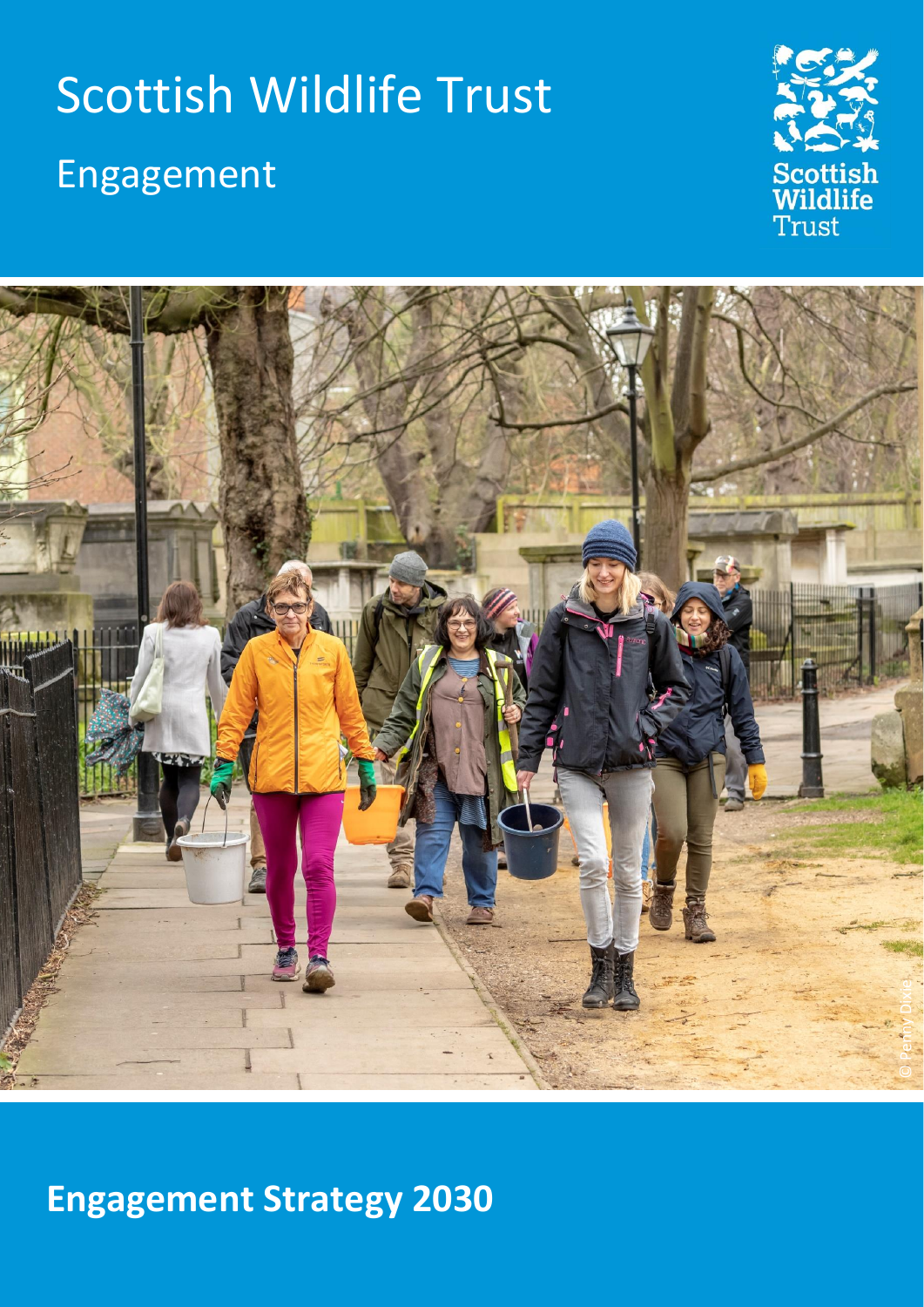# Scottish Wildlife Trust

## Engagement

Scottish Wildlife Trust

© Penny Dixie

**Engagement Strategy 2030**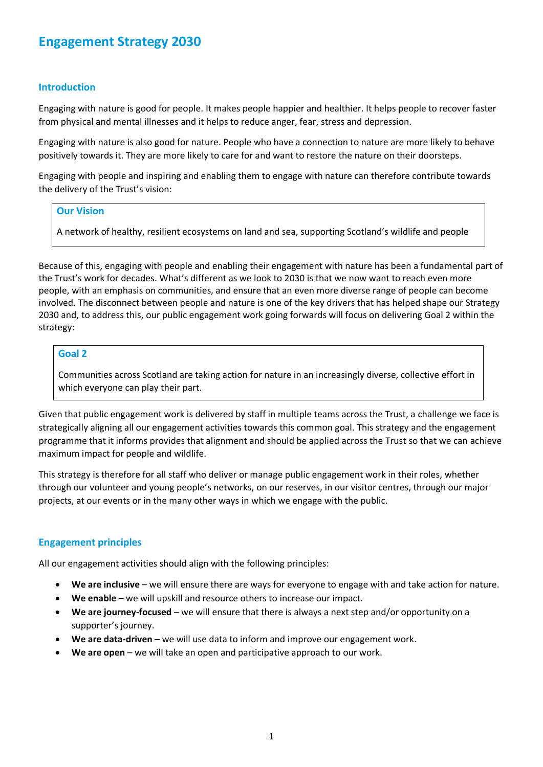# Engagement Strategy 2030

## Introduction

Engaging with nature is good for people. It makes people happier and healthier. It helps people to recover faster from physical and mental illnesses and it helps to reduce anger, fear, stress and depression.

Engaging with nature is also good for nature. People who have a connection to nature are more likely to behave positively towards it. They are more likely to care for and want to restore the nature on their doorsteps.

Engaging with people and inspiring and enabling them to engage with nature can therefore contribute towards the delivery of the Trust's vision:

> **Our Vision**
>
> A network of healthy, resilient ecosystems on land and sea, supporting Scotland's wildlife and people

Because of this, engaging with people and enabling their engagement with nature has been a fundamental part of the Trust's work for decades. What's different as we look to 2030 is that we now want to reach even more people, with an emphasis on communities, and ensure that an even more diverse range of people can become involved. The disconnect between people and nature is one of the key drivers that has helped shape our Strategy 2030 and, to address this, our public engagement work going forwards will focus on delivering Goal 2 within the strategy:

> **Goal 2**
>
> Communities across Scotland are taking action for nature in an increasingly diverse, collective effort in which everyone can play their part.

Given that public engagement work is delivered by staff in multiple teams across the Trust, a challenge we face is strategically aligning all our engagement activities towards this common goal. This strategy and the engagement programme that it informs provides that alignment and should be applied across the Trust so that we can achieve maximum impact for people and wildlife.

This strategy is therefore for all staff who deliver or manage public engagement work in their roles, whether through our volunteer and young people's networks, on our reserves, in our visitor centres, through our major projects, at our events or in the many other ways in which we engage with the public.

## Engagement principles

All our engagement activities should align with the following principles:

- **We are inclusive** – we will ensure there are ways for everyone to engage with and take action for nature.
- **We enable** – we will upskill and resource others to increase our impact.
- **We are journey-focused** – we will ensure that there is always a next step and/or opportunity on a supporter's journey.
- **We are data-driven** – we will use data to inform and improve our engagement work.
- **We are open** – we will take an open and participative approach to our work.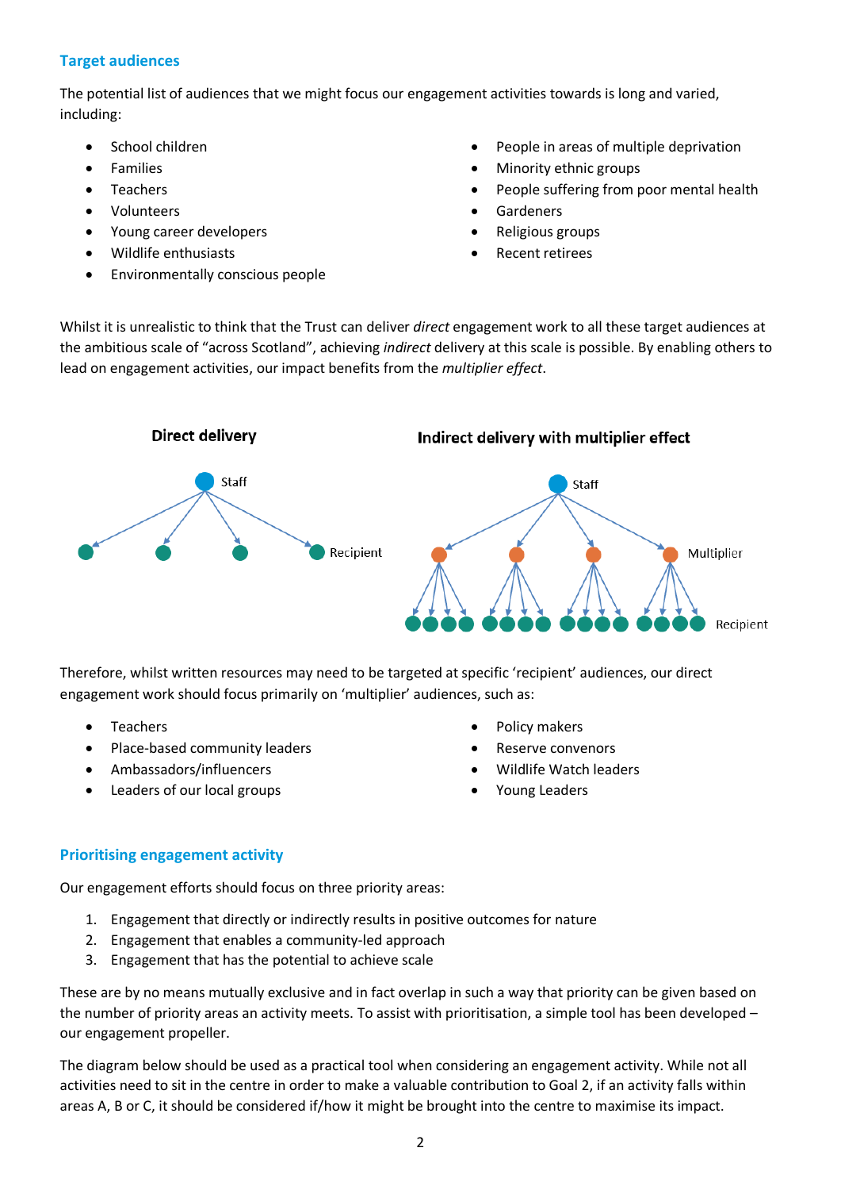### Target audiences

The potential list of audiences that we might focus our engagement activities towards is long and varied, including:

- School children
- Families
- Teachers
- Volunteers
- Young career developers
- Wildlife enthusiasts
- Environmentally conscious people
- People in areas of multiple deprivation
- Minority ethnic groups
- People suffering from poor mental health
- Gardeners
- Religious groups
- Recent retirees

Whilst it is unrealistic to think that the Trust can deliver *direct* engagement work to all these target audiences at the ambitious scale of "across Scotland", achieving *indirect* delivery at this scale is possible. By enabling others to lead on engagement activities, our impact benefits from the *multiplier effect*.

**Direct delivery**

**Indirect delivery with multiplier effect**

Therefore, whilst written resources may need to be targeted at specific 'recipient' audiences, our direct engagement work should focus primarily on 'multiplier' audiences, such as:

- Teachers
- Place-based community leaders
- Ambassadors/influencers
- Leaders of our local groups
- Policy makers
- Reserve convenors
- Wildlife Watch leaders
- Young Leaders

### Prioritising engagement activity

Our engagement efforts should focus on three priority areas:

1. Engagement that directly or indirectly results in positive outcomes for nature
2. Engagement that enables a community-led approach
3. Engagement that has the potential to achieve scale

These are by no means mutually exclusive and in fact overlap in such a way that priority can be given based on the number of priority areas an activity meets. To assist with prioritisation, a simple tool has been developed – our engagement propeller.

The diagram below should be used as a practical tool when considering an engagement activity. While not all activities need to sit in the centre in order to make a valuable contribution to Goal 2, if an activity falls within areas A, B or C, it should be considered if/how it might be brought into the centre to maximise its impact.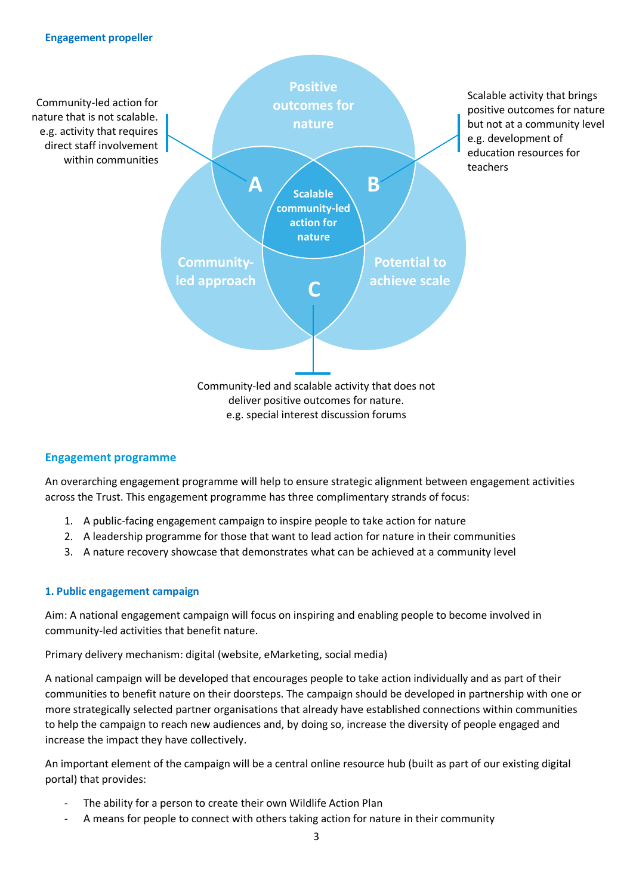**Engagement propeller**

Positive outcomes for nature

Community-led approach

Potential to achieve scale

Scalable community-led action for nature

A — Community-led action for nature that is not scalable. e.g. activity that requires direct staff involvement within communities

B — Scalable activity that brings positive outcomes for nature but not at a community level e.g. development of education resources for teachers

C — Community-led and scalable activity that does not deliver positive outcomes for nature. e.g. special interest discussion forums

## Engagement programme

An overarching engagement programme will help to ensure strategic alignment between engagement activities across the Trust. This engagement programme has three complimentary strands of focus:

1. A public-facing engagement campaign to inspire people to take action for nature
2. A leadership programme for those that want to lead action for nature in their communities
3. A nature recovery showcase that demonstrates what can be achieved at a community level

### 1. Public engagement campaign

Aim: A national engagement campaign will focus on inspiring and enabling people to become involved in community-led activities that benefit nature.

Primary delivery mechanism: digital (website, eMarketing, social media)

A national campaign will be developed that encourages people to take action individually and as part of their communities to benefit nature on their doorsteps. The campaign should be developed in partnership with one or more strategically selected partner organisations that already have established connections within communities to help the campaign to reach new audiences and, by doing so, increase the diversity of people engaged and increase the impact they have collectively.

An important element of the campaign will be a central online resource hub (built as part of our existing digital portal) that provides:

- The ability for a person to create their own Wildlife Action Plan
- A means for people to connect with others taking action for nature in their community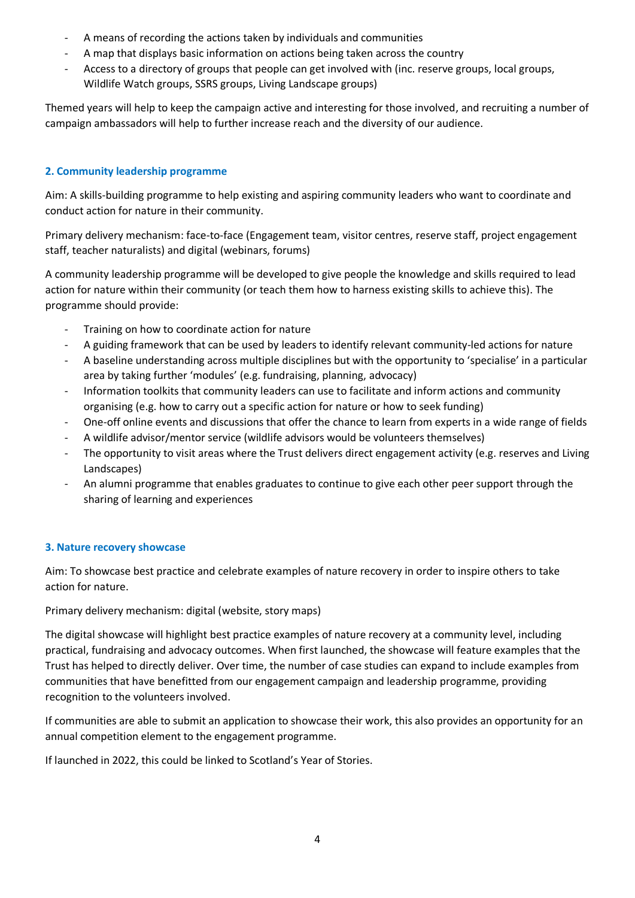- A means of recording the actions taken by individuals and communities
- A map that displays basic information on actions being taken across the country
- Access to a directory of groups that people can get involved with (inc. reserve groups, local groups, Wildlife Watch groups, SSRS groups, Living Landscape groups)

Themed years will help to keep the campaign active and interesting for those involved, and recruiting a number of campaign ambassadors will help to further increase reach and the diversity of our audience.

### 2. Community leadership programme

Aim: A skills-building programme to help existing and aspiring community leaders who want to coordinate and conduct action for nature in their community.

Primary delivery mechanism: face-to-face (Engagement team, visitor centres, reserve staff, project engagement staff, teacher naturalists) and digital (webinars, forums)

A community leadership programme will be developed to give people the knowledge and skills required to lead action for nature within their community (or teach them how to harness existing skills to achieve this). The programme should provide:

- Training on how to coordinate action for nature
- A guiding framework that can be used by leaders to identify relevant community-led actions for nature
- A baseline understanding across multiple disciplines but with the opportunity to 'specialise' in a particular area by taking further 'modules' (e.g. fundraising, planning, advocacy)
- Information toolkits that community leaders can use to facilitate and inform actions and community organising (e.g. how to carry out a specific action for nature or how to seek funding)
- One-off online events and discussions that offer the chance to learn from experts in a wide range of fields
- A wildlife advisor/mentor service (wildlife advisors would be volunteers themselves)
- The opportunity to visit areas where the Trust delivers direct engagement activity (e.g. reserves and Living Landscapes)
- An alumni programme that enables graduates to continue to give each other peer support through the sharing of learning and experiences

### 3. Nature recovery showcase

Aim: To showcase best practice and celebrate examples of nature recovery in order to inspire others to take action for nature.

Primary delivery mechanism: digital (website, story maps)

The digital showcase will highlight best practice examples of nature recovery at a community level, including practical, fundraising and advocacy outcomes. When first launched, the showcase will feature examples that the Trust has helped to directly deliver. Over time, the number of case studies can expand to include examples from communities that have benefitted from our engagement campaign and leadership programme, providing recognition to the volunteers involved.

If communities are able to submit an application to showcase their work, this also provides an opportunity for an annual competition element to the engagement programme.

If launched in 2022, this could be linked to Scotland's Year of Stories.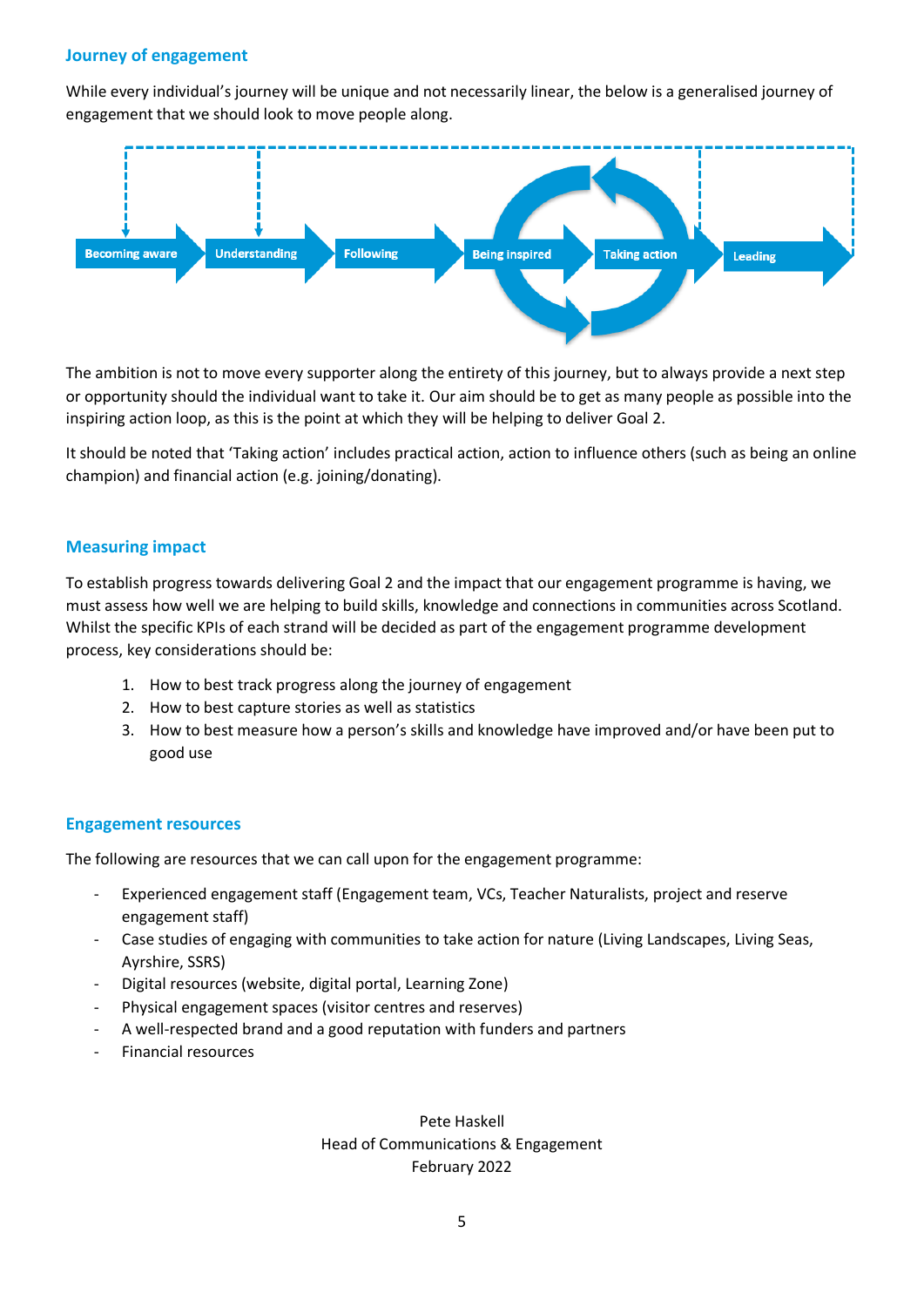## Journey of engagement

While every individual's journey will be unique and not necessarily linear, the below is a generalised journey of engagement that we should look to move people along.

Becoming aware → Understanding → Following → Being inspired → Taking action → Leading

The ambition is not to move every supporter along the entirety of this journey, but to always provide a next step or opportunity should the individual want to take it. Our aim should be to get as many people as possible into the inspiring action loop, as this is the point at which they will be helping to deliver Goal 2.

It should be noted that 'Taking action' includes practical action, action to influence others (such as being an online champion) and financial action (e.g. joining/donating).

## Measuring impact

To establish progress towards delivering Goal 2 and the impact that our engagement programme is having, we must assess how well we are helping to build skills, knowledge and connections in communities across Scotland. Whilst the specific KPIs of each strand will be decided as part of the engagement programme development process, key considerations should be:

1. How to best track progress along the journey of engagement
2. How to best capture stories as well as statistics
3. How to best measure how a person's skills and knowledge have improved and/or have been put to good use

## Engagement resources

The following are resources that we can call upon for the engagement programme:

- Experienced engagement staff (Engagement team, VCs, Teacher Naturalists, project and reserve engagement staff)
- Case studies of engaging with communities to take action for nature (Living Landscapes, Living Seas, Ayrshire, SSRS)
- Digital resources (website, digital portal, Learning Zone)
- Physical engagement spaces (visitor centres and reserves)
- A well-respected brand and a good reputation with funders and partners
- Financial resources

Pete Haskell
Head of Communications & Engagement
February 2022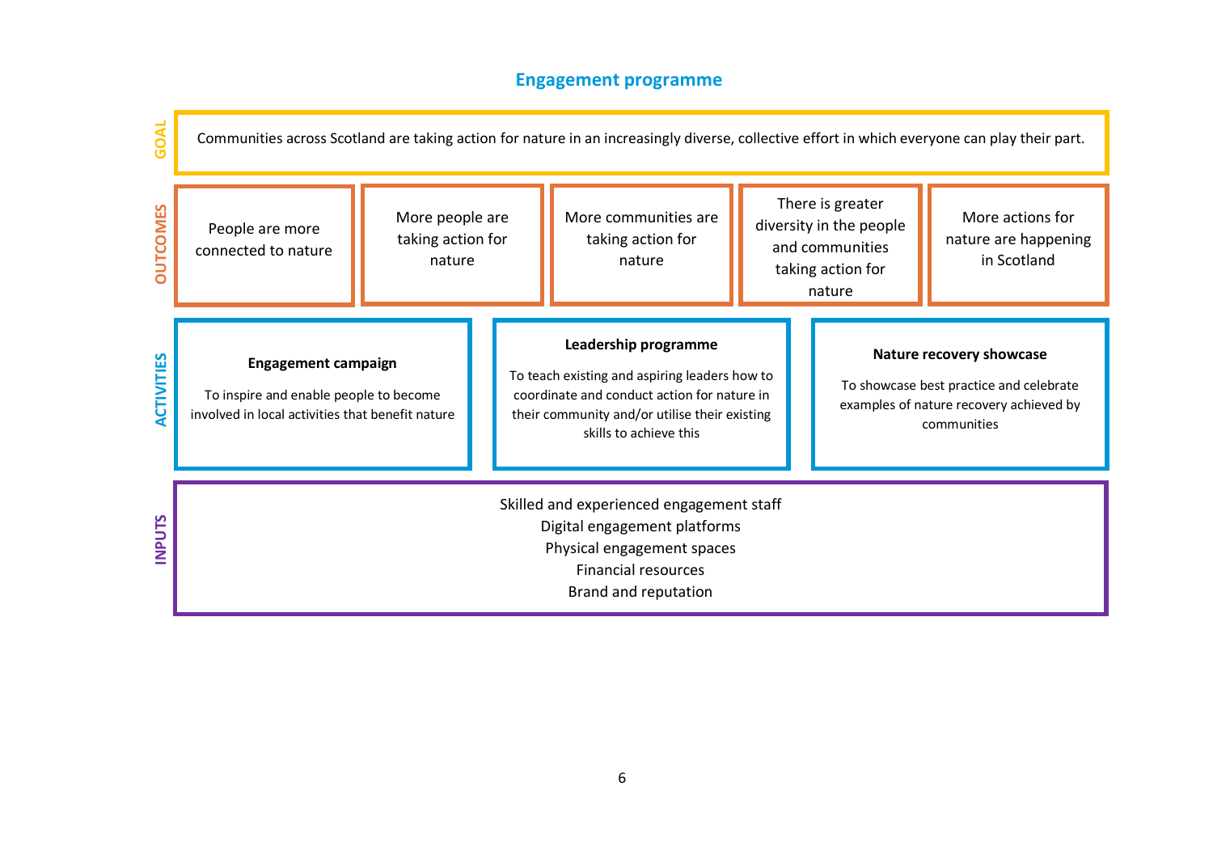## Engagement programme

**GOAL**

Communities across Scotland are taking action for nature in an increasingly diverse, collective effort in which everyone can play their part.

**OUTCOMES**

- People are more connected to nature
- More people are taking action for nature
- More communities are taking action for nature
- There is greater diversity in the people and communities taking action for nature
- More actions for nature are happening in Scotland

**ACTIVITIES**

**Engagement campaign**

To inspire and enable people to become involved in local activities that benefit nature

**Leadership programme**

To teach existing and aspiring leaders how to coordinate and conduct action for nature in their community and/or utilise their existing skills to achieve this

**Nature recovery showcase**

To showcase best practice and celebrate examples of nature recovery achieved by communities

**INPUTS**

Skilled and experienced engagement staff
Digital engagement platforms
Physical engagement spaces
Financial resources
Brand and reputation